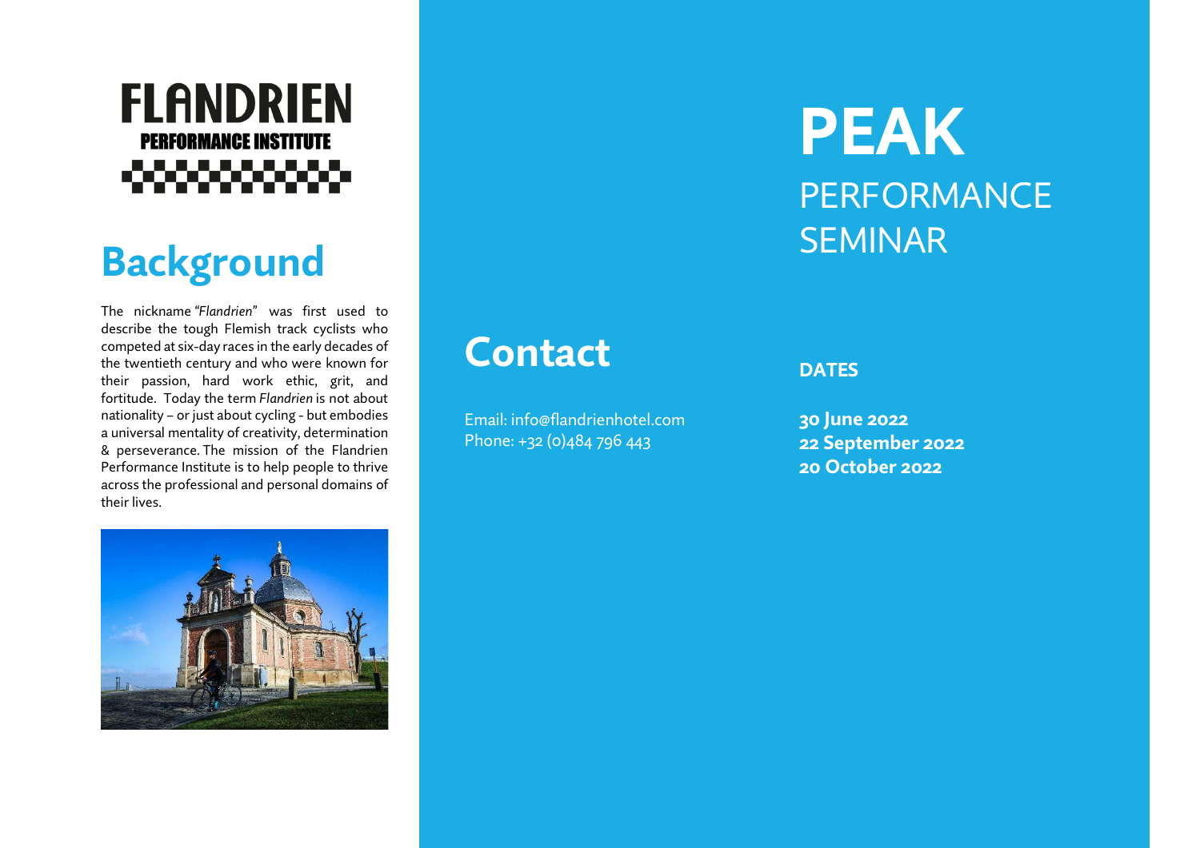FLANDRIEN
PERFORMANCE INSTITUTE

## Background

The nickname *"Flandrien"* was first used to describe the tough Flemish track cyclists who competed at six-day races in the early decades of the twentieth century and who were known for their passion, hard work ethic, grit, and fortitude. Today the term *Flandrien* is not about nationality – or just about cycling - but embodies a universal mentality of creativity, determination & perseverance. The mission of the Flandrien Performance Institute is to help people to thrive across the professional and personal domains of their lives.

## Contact

Email: info@flandrienhotel.com
Phone: +32 (0)484 796 443

# PEAK
# PERFORMANCE SEMINAR

**DATES**

**30 June 2022**
**22 September 2022**
**20 October 2022**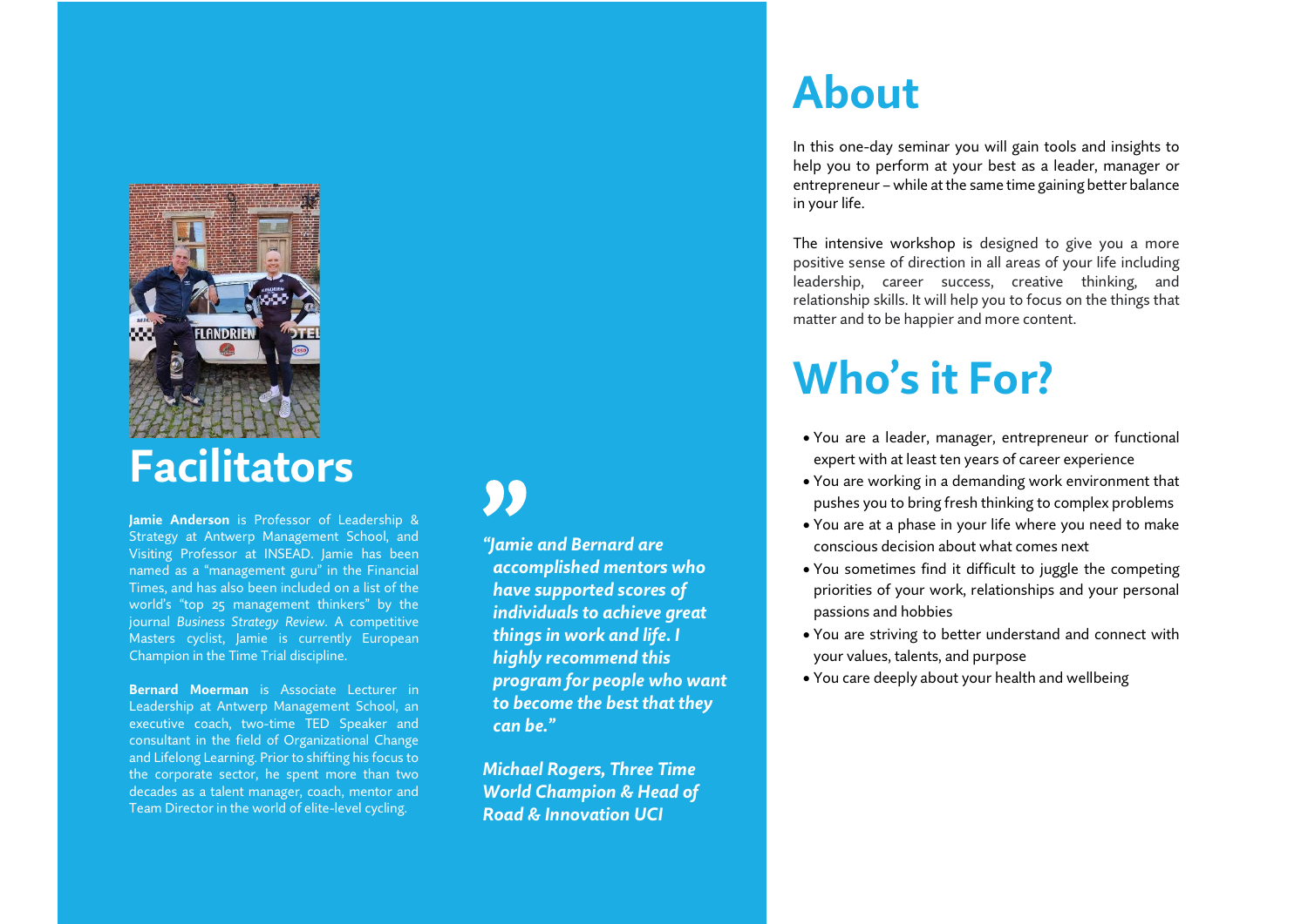# Facilitators

**Jamie Anderson** is Professor of Leadership & Strategy at Antwerp Management School, and Visiting Professor at INSEAD. Jamie has been named as a "management guru" in the Financial Times, and has also been included on a list of the world's "top 25 management thinkers" by the journal *Business Strategy Review*. A competitive Masters cyclist, Jamie is currently European Champion in the Time Trial discipline.

**Bernard Moerman** is Associate Lecturer in Leadership at Antwerp Management School, an executive coach, two-time TED Speaker and consultant in the field of Organizational Change and Lifelong Learning. Prior to shifting his focus to the corporate sector, he spent more than two decades as a talent manager, coach, mentor and Team Director in the world of elite-level cycling.

> ***"Jamie and Bernard are accomplished mentors who have supported scores of individuals to achieve great things in work and life. I highly recommend this program for people who want to become the best that they can be."***
>
> ***Michael Rogers, Three Time World Champion & Head of Road & Innovation UCI***

# About

In this one-day seminar you will gain tools and insights to help you to perform at your best as a leader, manager or entrepreneur – while at the same time gaining better balance in your life.

The intensive workshop is designed to give you a more positive sense of direction in all areas of your life including leadership, career success, creative thinking, and relationship skills. It will help you to focus on the things that matter and to be happier and more content.

# Who's it For?

- You are a leader, manager, entrepreneur or functional expert with at least ten years of career experience
- You are working in a demanding work environment that pushes you to bring fresh thinking to complex problems
- You are at a phase in your life where you need to make conscious decision about what comes next
- You sometimes find it difficult to juggle the competing priorities of your work, relationships and your personal passions and hobbies
- You are striving to better understand and connect with your values, talents, and purpose
- You care deeply about your health and wellbeing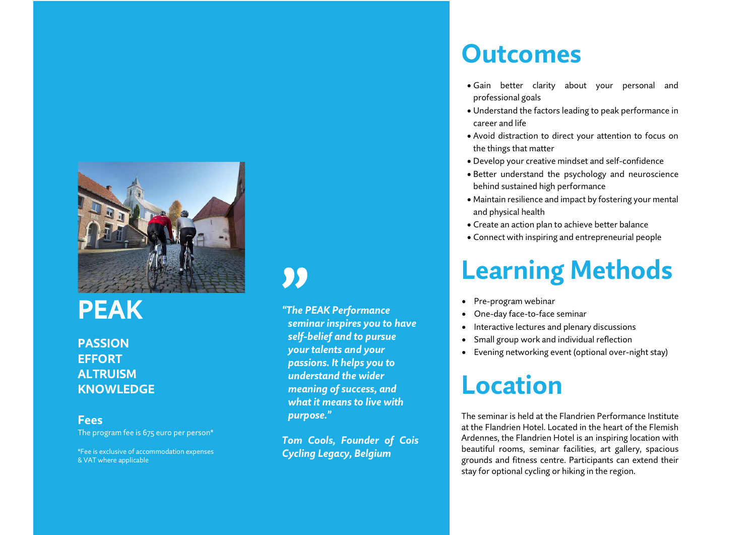# PEAK

**PASSION**
**EFFORT**
**ALTRUISM**
**KNOWLEDGE**

## Fees

The program fee is 675 euro per person*

*Fee is exclusive of accommodation expenses & VAT where applicable

> ***"The PEAK Performance seminar inspires you to have self-belief and to pursue your talents and your passions. It helps you to understand the wider meaning of success, and what it means to live with purpose."***
>
> ***Tom Cools, Founder of Cois Cycling Legacy, Belgium***

# Outcomes

- Gain better clarity about your personal and professional goals
- Understand the factors leading to peak performance in career and life
- Avoid distraction to direct your attention to focus on the things that matter
- Develop your creative mindset and self-confidence
- Better understand the psychology and neuroscience behind sustained high performance
- Maintain resilience and impact by fostering your mental and physical health
- Create an action plan to achieve better balance
- Connect with inspiring and entrepreneurial people

# Learning Methods

- Pre-program webinar
- One-day face-to-face seminar
- Interactive lectures and plenary discussions
- Small group work and individual reflection
- Evening networking event (optional over-night stay)

# Location

The seminar is held at the Flandrien Performance Institute at the Flandrien Hotel. Located in the heart of the Flemish Ardennes, the Flandrien Hotel is an inspiring location with beautiful rooms, seminar facilities, art gallery, spacious grounds and fitness centre. Participants can extend their stay for optional cycling or hiking in the region.